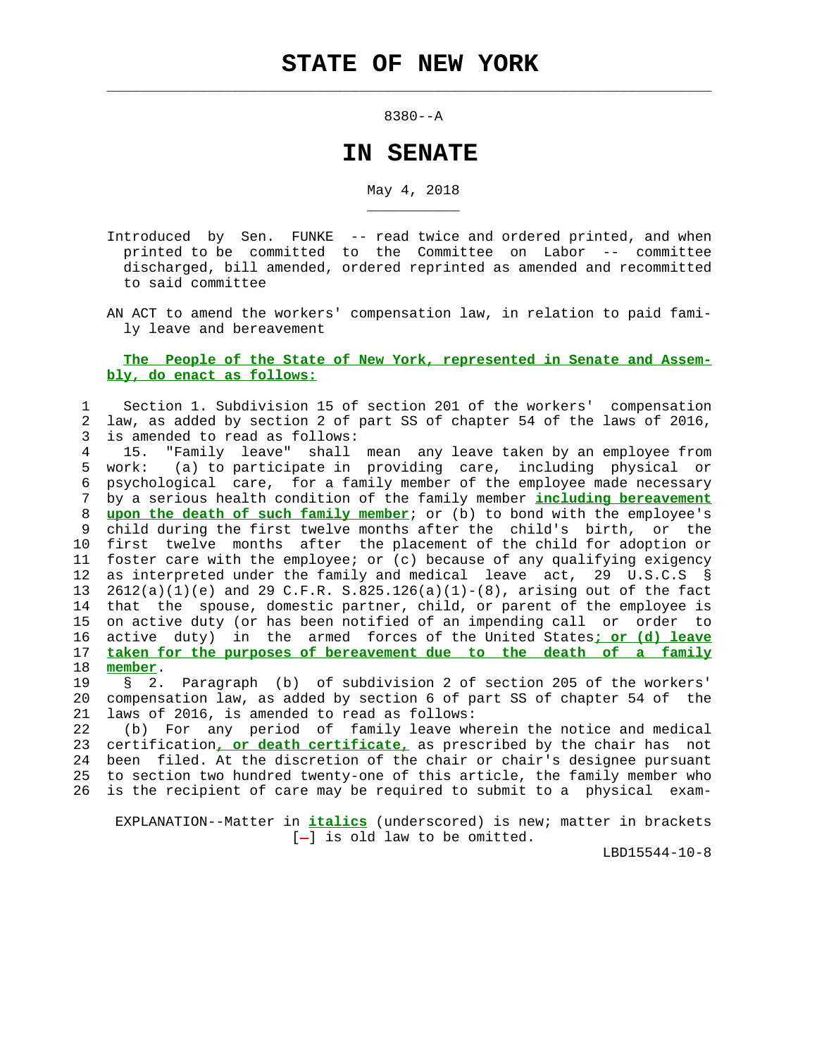# STATE OF NEW YORK

8380--A

# IN SENATE

May 4, 2018

Introduced by Sen. FUNKE -- read twice and ordered printed, and when printed to be committed to the Committee on Labor -- committee discharged, bill amended, ordered reprinted as amended and recommitted to said committee

AN ACT to amend the workers' compensation law, in relation to paid family leave and bereavement

***The People of the State of New York, represented in Senate and Assembly, do enact as follows:***

Section 1. Subdivision 15 of section 201 of the workers' compensation law, as added by section 2 of part SS of chapter 54 of the laws of 2016, is amended to read as follows:

15. "Family leave" shall mean any leave taken by an employee from work: (a) to participate in providing care, including physical or psychological care, for a family member of the employee made necessary by a serious health condition of the family member ***including bereavement upon the death of such family member***; or (b) to bond with the employee's child during the first twelve months after the child's birth, or the first twelve months after the placement of the child for adoption or foster care with the employee; or (c) because of any qualifying exigency as interpreted under the family and medical leave act, 29 U.S.C.S § 2612(a)(1)(e) and 29 C.F.R. S.825.126(a)(1)-(8), arising out of the fact that the spouse, domestic partner, child, or parent of the employee is on active duty (or has been notified of an impending call or order to active duty) in the armed forces of the United States***; or (d) leave taken for the purposes of bereavement due to the death of a family member***.

§ 2. Paragraph (b) of subdivision 2 of section 205 of the workers' compensation law, as added by section 6 of part SS of chapter 54 of the laws of 2016, is amended to read as follows:

(b) For any period of family leave wherein the notice and medical certification***, or death certificate,*** as prescribed by the chair has not been filed. At the discretion of the chair or chair's designee pursuant to section two hundred twenty-one of this article, the family member who is the recipient of care may be required to submit to a physical exam-

EXPLANATION--Matter in ***italics*** (underscored) is new; matter in brackets [-] is old law to be omitted.

LBD15544-10-8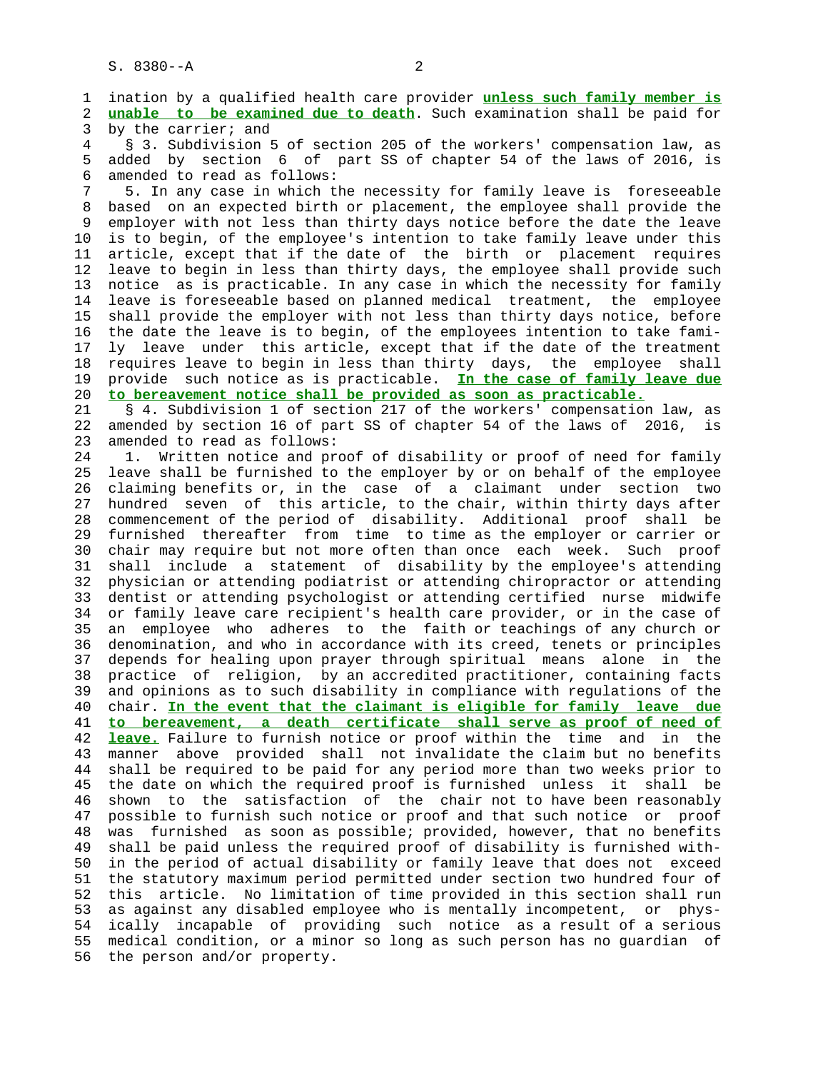ination by a qualified health care provider **unless such family member is unable to be examined due to death**. Such examination shall be paid for by the carrier; and

§ 3. Subdivision 5 of section 205 of the workers' compensation law, as added by section 6 of part SS of chapter 54 of the laws of 2016, is amended to read as follows:

5. In any case in which the necessity for family leave is foreseeable based on an expected birth or placement, the employee shall provide the employer with not less than thirty days notice before the date the leave is to begin, of the employee's intention to take family leave under this article, except that if the date of the birth or placement requires leave to begin in less than thirty days, the employee shall provide such notice as is practicable. In any case in which the necessity for family leave is foreseeable based on planned medical treatment, the employee shall provide the employer with not less than thirty days notice, before the date the leave is to begin, of the employees intention to take family leave under this article, except that if the date of the treatment requires leave to begin in less than thirty days, the employee shall provide such notice as is practicable. **In the case of family leave due to bereavement notice shall be provided as soon as practicable.**

§ 4. Subdivision 1 of section 217 of the workers' compensation law, as amended by section 16 of part SS of chapter 54 of the laws of 2016, is amended to read as follows:

1. Written notice and proof of disability or proof of need for family leave shall be furnished to the employer by or on behalf of the employee claiming benefits or, in the case of a claimant under section two hundred seven of this article, to the chair, within thirty days after commencement of the period of disability. Additional proof shall be furnished thereafter from time to time as the employer or carrier or chair may require but not more often than once each week. Such proof shall include a statement of disability by the employee's attending physician or attending podiatrist or attending chiropractor or attending dentist or attending psychologist or attending certified nurse midwife or family leave care recipient's health care provider, or in the case of an employee who adheres to the faith or teachings of any church or denomination, and who in accordance with its creed, tenets or principles depends for healing upon prayer through spiritual means alone in the practice of religion, by an accredited practitioner, containing facts and opinions as to such disability in compliance with regulations of the chair. **In the event that the claimant is eligible for family leave due to bereavement, a death certificate shall serve as proof of need of leave.** Failure to furnish notice or proof within the time and in the manner above provided shall not invalidate the claim but no benefits shall be required to be paid for any period more than two weeks prior to the date on which the required proof is furnished unless it shall be shown to the satisfaction of the chair not to have been reasonably possible to furnish such notice or proof and that such notice or proof was furnished as soon as possible; provided, however, that no benefits shall be paid unless the required proof of disability is furnished within the period of actual disability or family leave that does not exceed the statutory maximum period permitted under section two hundred four of this article. No limitation of time provided in this section shall run as against any disabled employee who is mentally incompetent, or physically incapable of providing such notice as a result of a serious medical condition, or a minor so long as such person has no guardian of the person and/or property.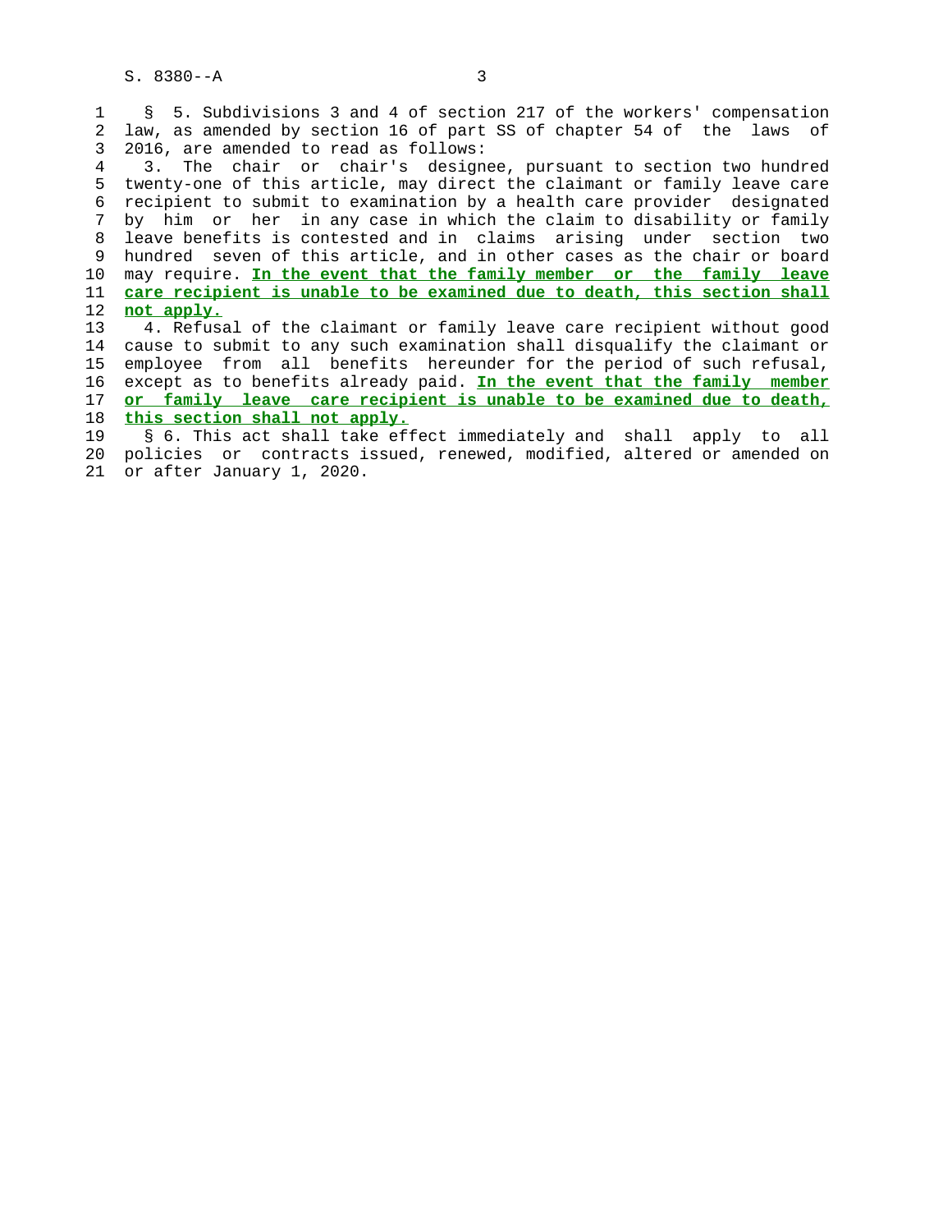§ 5. Subdivisions 3 and 4 of section 217 of the workers' compensation law, as amended by section 16 of part SS of chapter 54 of the laws of 2016, are amended to read as follows:

3. The chair or chair's designee, pursuant to section two hundred twenty-one of this article, may direct the claimant or family leave care recipient to submit to examination by a health care provider designated by him or her in any case in which the claim to disability or family leave benefits is contested and in claims arising under section two hundred seven of this article, and in other cases as the chair or board may require. **In the event that the family member or the family leave care recipient is unable to be examined due to death, this section shall not apply.**

4. Refusal of the claimant or family leave care recipient without good cause to submit to any such examination shall disqualify the claimant or employee from all benefits hereunder for the period of such refusal, except as to benefits already paid. **In the event that the family member or family leave care recipient is unable to be examined due to death, this section shall not apply.**

§ 6. This act shall take effect immediately and shall apply to all policies or contracts issued, renewed, modified, altered or amended on or after January 1, 2020.